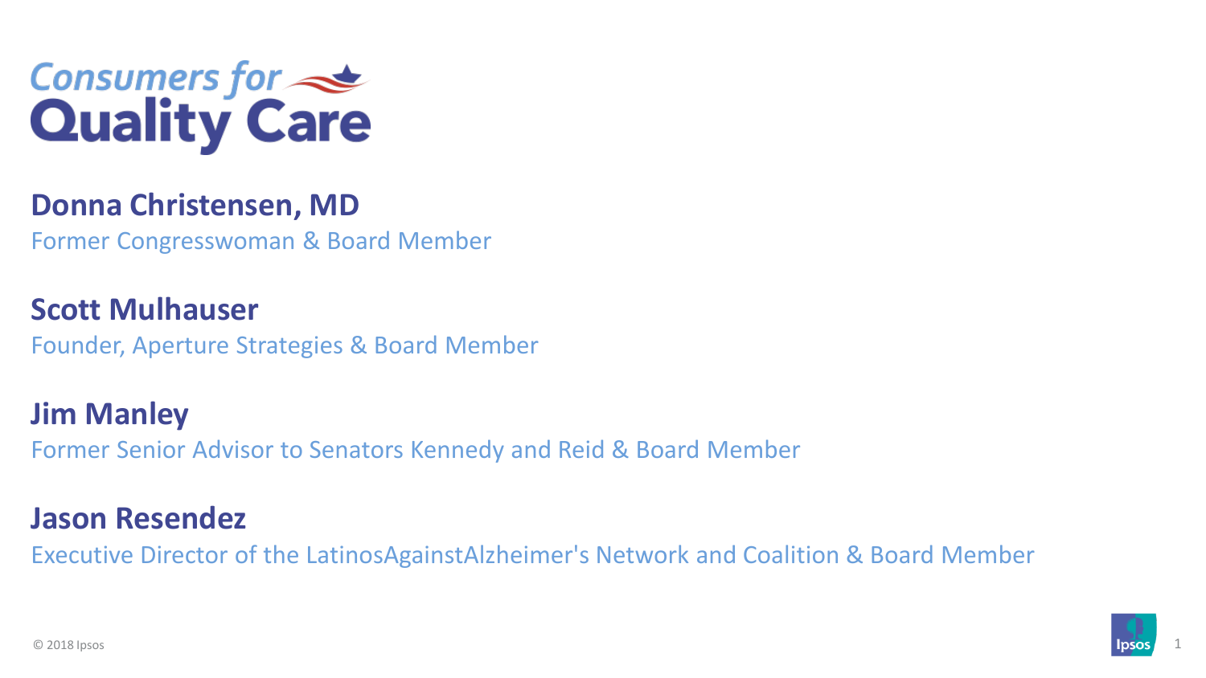# Consumers for Quality Care

**Donna Christensen, MD**
Former Congresswoman & Board Member

**Scott Mulhauser**
Founder, Aperture Strategies & Board Member

**Jim Manley**
Former Senior Advisor to Senators Kennedy and Reid & Board Member

**Jason Resendez**
Executive Director of the LatinosAgainstAlzheimer's Network and Coalition & Board Member

© 2018 Ipsos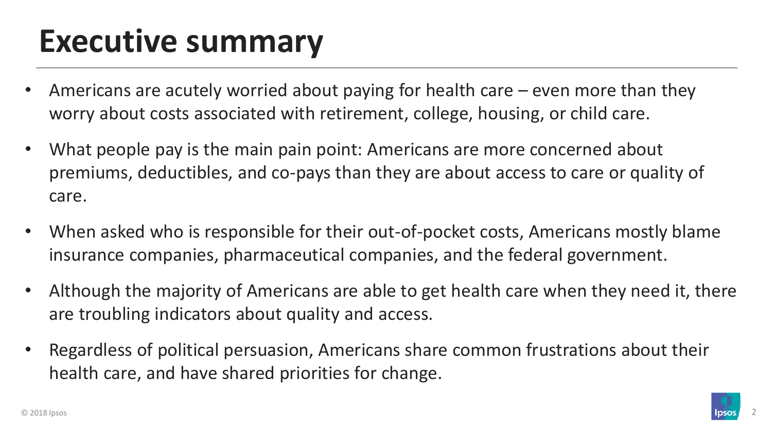# Executive summary

- Americans are acutely worried about paying for health care – even more than they worry about costs associated with retirement, college, housing, or child care.
- What people pay is the main pain point: Americans are more concerned about premiums, deductibles, and co-pays than they are about access to care or quality of care.
- When asked who is responsible for their out-of-pocket costs, Americans mostly blame insurance companies, pharmaceutical companies, and the federal government.
- Although the majority of Americans are able to get health care when they need it, there are troubling indicators about quality and access.
- Regardless of political persuasion, Americans share common frustrations about their health care, and have shared priorities for change.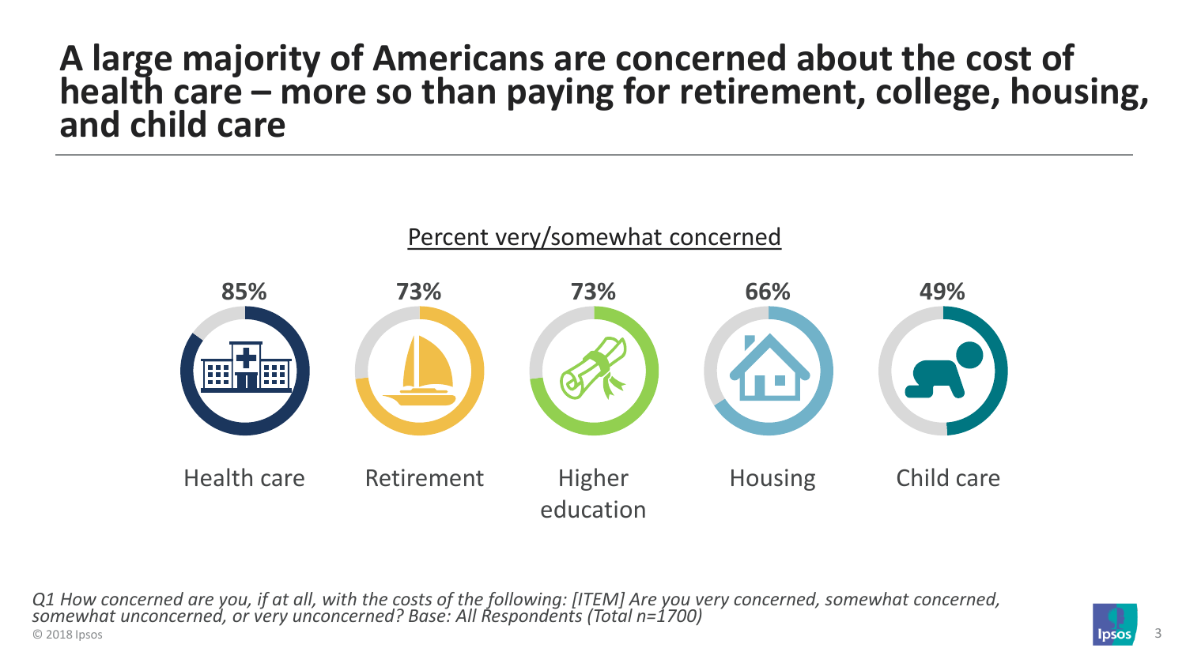# A large majority of Americans are concerned about the cost of health care – more so than paying for retirement, college, housing, and child care

Percent very/somewhat concerned

| Health care | Retirement | Higher education | Housing | Child care |
|---|---|---|---|---|
| 85% | 73% | 73% | 66% | 49% |

*Q1 How concerned are you, if at all, with the costs of the following: [ITEM] Are you very concerned, somewhat concerned, somewhat unconcerned, or very unconcerned? Base: All Respondents (Total n=1700)*

© 2018 Ipsos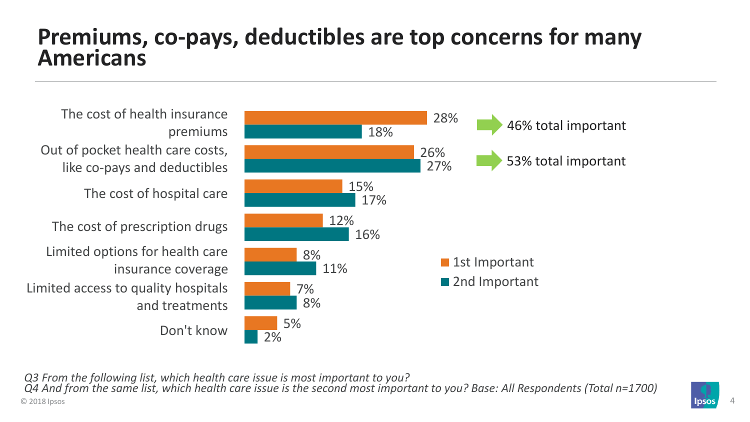# Premiums, co-pays, deductibles are top concerns for many Americans

| Health care issue | 1st Important | 2nd Important | |
|---|---|---|---|
| The cost of health insurance premiums | 28% | 18% | 46% total important |
| Out of pocket health care costs, like co-pays and deductibles | 26% | 27% | 53% total important |
| The cost of hospital care | 15% | 17% | |
| The cost of prescription drugs | 12% | 16% | |
| Limited options for health care insurance coverage | 8% | 11% | |
| Limited access to quality hospitals and treatments | 7% | 8% | |
| Don't know | 5% | 2% | |

*Q3 From the following list, which health care issue is most important to you?*
*Q4 And from the same list, which health care issue is the second most important to you? Base: All Respondents (Total n=1700)*

© 2018 Ipsos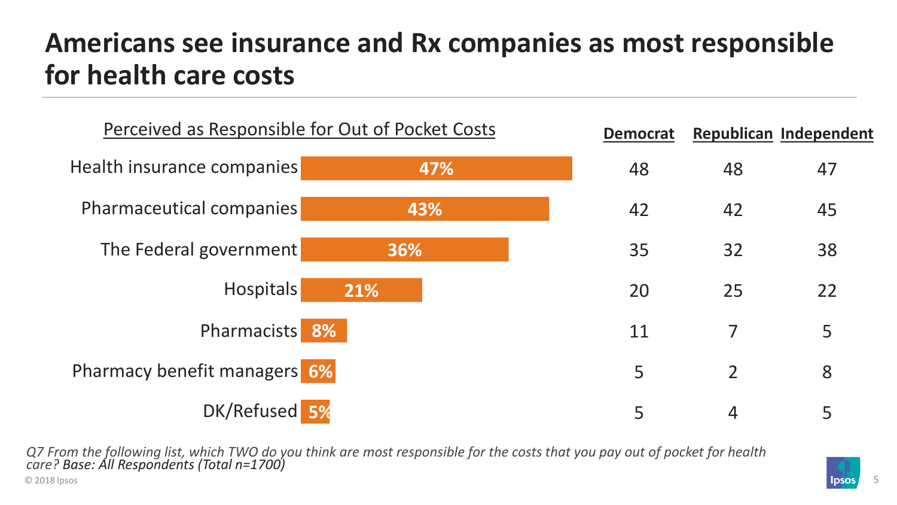# Americans see insurance and Rx companies as most responsible for health care costs

| Perceived as Responsible for Out of Pocket Costs | Total | Democrat | Republican | Independent |
|---|---|---|---|---|
| Health insurance companies | 47% | 48 | 48 | 47 |
| Pharmaceutical companies | 43% | 42 | 42 | 45 |
| The Federal government | 36% | 35 | 32 | 38 |
| Hospitals | 21% | 20 | 25 | 22 |
| Pharmacists | 8% | 11 | 7 | 5 |
| Pharmacy benefit managers | 6% | 5 | 2 | 8 |
| DK/Refused | 5% | 5 | 4 | 5 |

*Q7 From the following list, which TWO do you think are most responsible for the costs that you pay out of pocket for health care? Base: All Respondents (Total n=1700)*

© 2018 Ipsos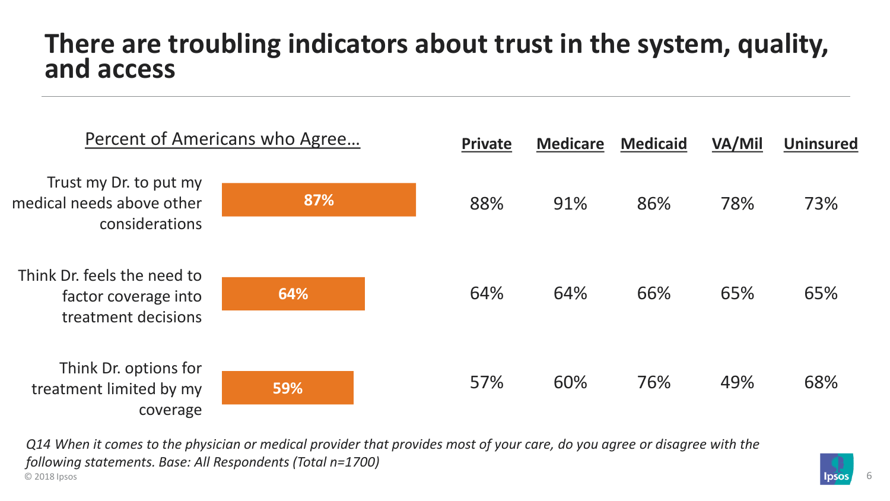# There are troubling indicators about trust in the system, quality, and access

| Percent of Americans who Agree… | Total | Private | Medicare | Medicaid | VA/Mil | Uninsured |
|---|---|---|---|---|---|---|
| Trust my Dr. to put my medical needs above other considerations | 87% | 88% | 91% | 86% | 78% | 73% |
| Think Dr. feels the need to factor coverage into treatment decisions | 64% | 64% | 64% | 66% | 65% | 65% |
| Think Dr. options for treatment limited by my coverage | 59% | 57% | 60% | 76% | 49% | 68% |

*Q14 When it comes to the physician or medical provider that provides most of your care, do you agree or disagree with the following statements. Base: All Respondents (Total n=1700)*

© 2018 Ipsos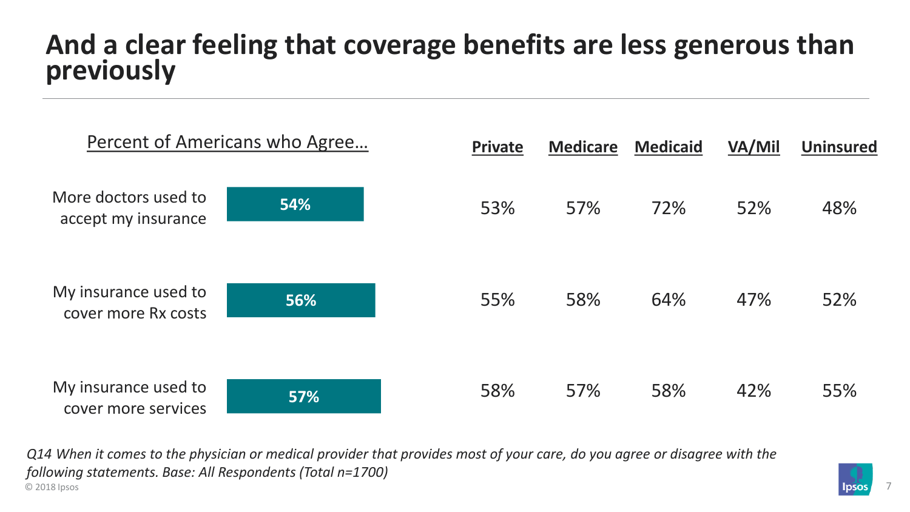# And a clear feeling that coverage benefits are less generous than previously

| Percent of Americans who Agree… | Total | Private | Medicare | Medicaid | VA/Mil | Uninsured |
|---|---|---|---|---|---|---|
| More doctors used to accept my insurance | 54% | 53% | 57% | 72% | 52% | 48% |
| My insurance used to cover more Rx costs | 56% | 55% | 58% | 64% | 47% | 52% |
| My insurance used to cover more services | 57% | 58% | 57% | 58% | 42% | 55% |

*Q14 When it comes to the physician or medical provider that provides most of your care, do you agree or disagree with the following statements. Base: All Respondents (Total n=1700)*

© 2018 Ipsos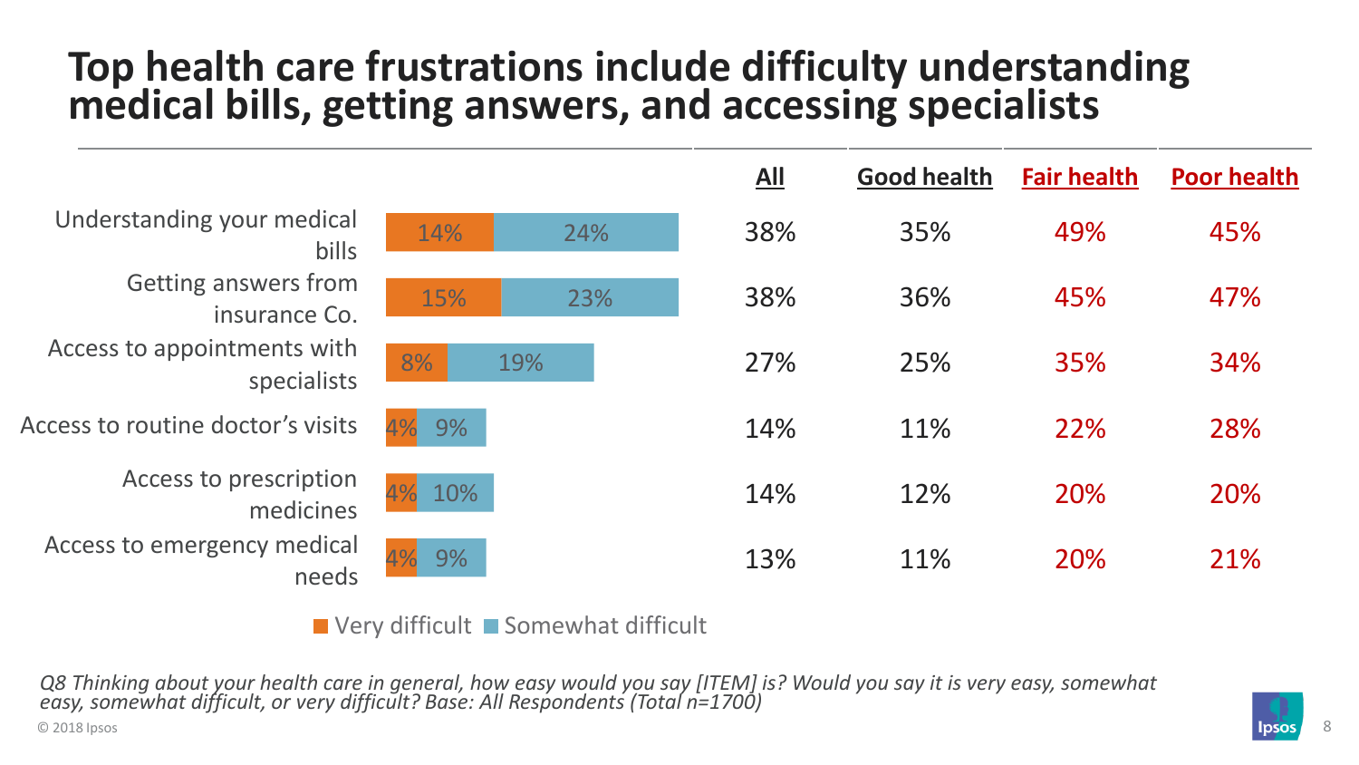# Top health care frustrations include difficulty understanding medical bills, getting answers, and accessing specialists

| Item | Very difficult | Somewhat difficult | All | Good health | Fair health | Poor health |
|---|---|---|---|---|---|---|
| Understanding your medical bills | 14% | 24% | 38% | 35% | 49% | 45% |
| Getting answers from insurance Co. | 15% | 23% | 38% | 36% | 45% | 47% |
| Access to appointments with specialists | 8% | 19% | 27% | 25% | 35% | 34% |
| Access to routine doctor's visits | 4% | 9% | 14% | 11% | 22% | 28% |
| Access to prescription medicines | 4% | 10% | 14% | 12% | 20% | 20% |
| Access to emergency medical needs | 4% | 9% | 13% | 11% | 20% | 21% |

*Q8 Thinking about your health care in general, how easy would you say [ITEM] is? Would you say it is very easy, somewhat easy, somewhat difficult, or very difficult? Base: All Respondents (Total n=1700)*

© 2018 Ipsos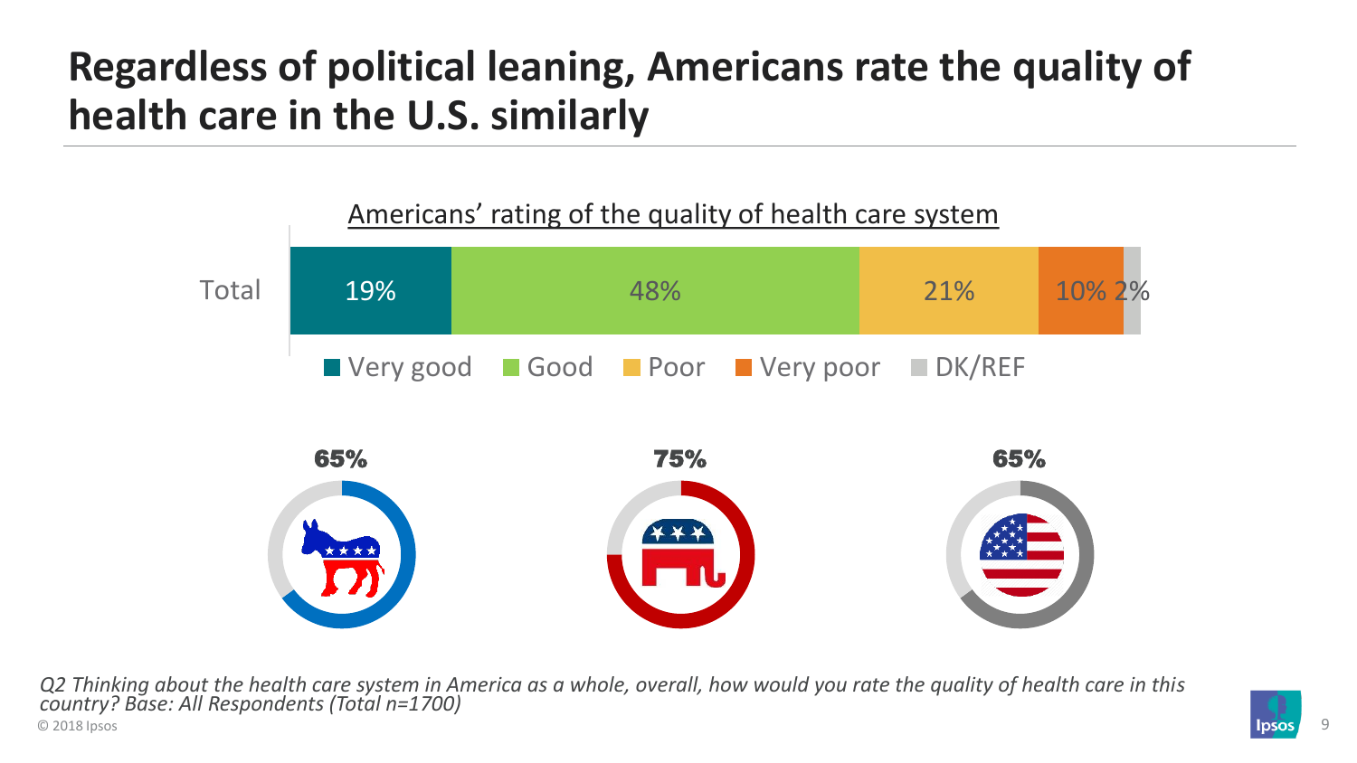# Regardless of political leaning, Americans rate the quality of health care in the U.S. similarly

Americans' rating of the quality of health care system

| | Very good | Good | Poor | Very poor | DK/REF |
|---|---|---|---|---|---|
| Total | 19% | 48% | 21% | 10% | 2% |

| Democrat | Republican | Total |
|---|---|---|
| 65% | 75% | 65% |

*Q2 Thinking about the health care system in America as a whole, overall, how would you rate the quality of health care in this country? Base: All Respondents (Total n=1700)*

© 2018 Ipsos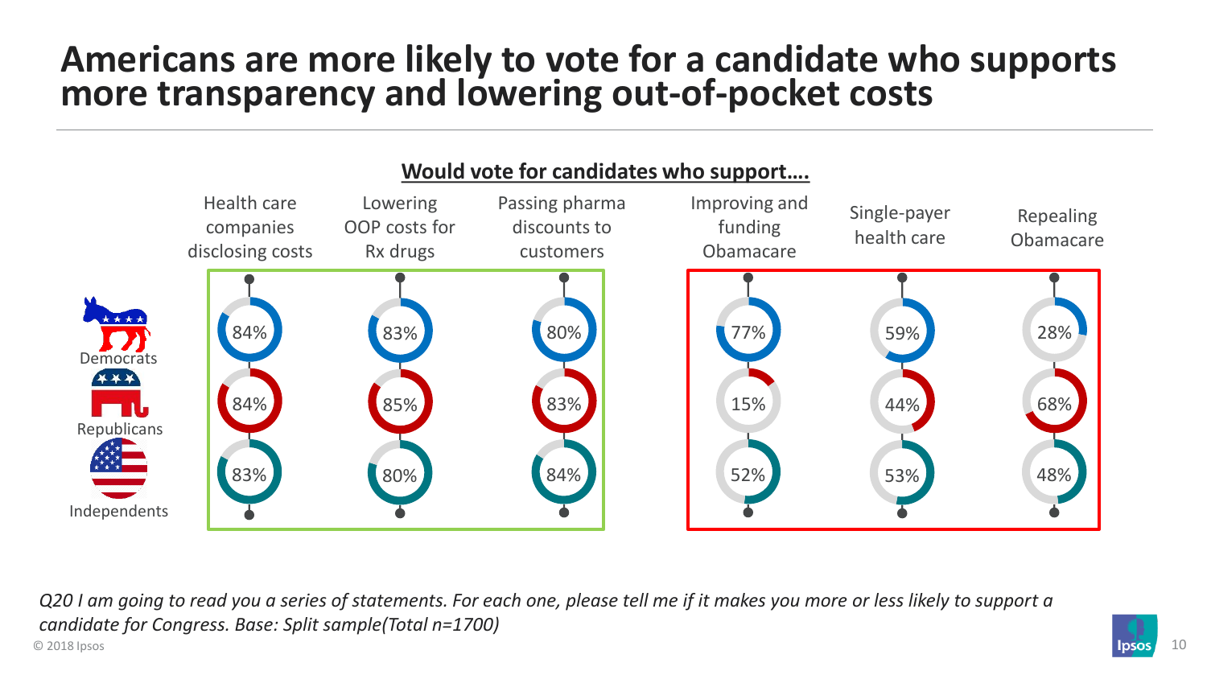# Americans are more likely to vote for a candidate who supports more transparency and lowering out-of-pocket costs

**Would vote for candidates who support….**

| | Health care companies disclosing costs | Lowering OOP costs for Rx drugs | Passing pharma discounts to customers | Improving and funding Obamacare | Single-payer health care | Repealing Obamacare |
|---|---|---|---|---|---|---|
| Democrats | 84% | 83% | 80% | 77% | 59% | 28% |
| Republicans | 84% | 85% | 83% | 15% | 44% | 68% |
| Independents | 83% | 80% | 84% | 52% | 53% | 48% |

*Q20 I am going to read you a series of statements. For each one, please tell me if it makes you more or less likely to support a candidate for Congress. Base: Split sample(Total n=1700)*

© 2018 Ipsos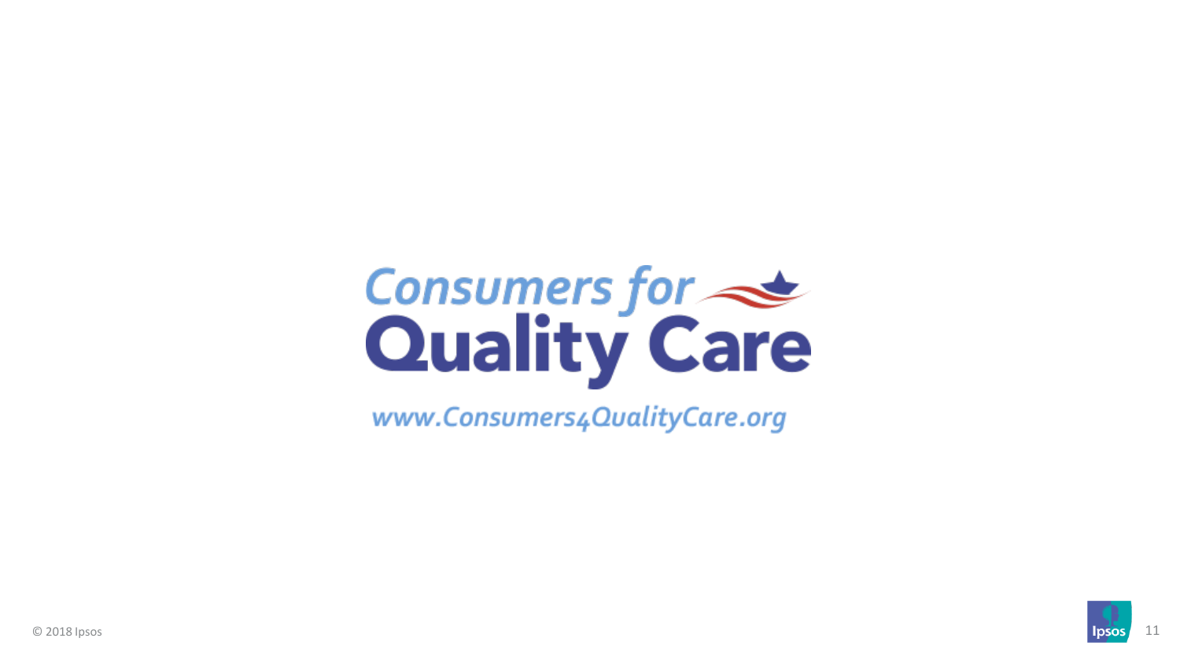Consumers for Quality Care

www.Consumers4QualityCare.org

© 2018 Ipsos